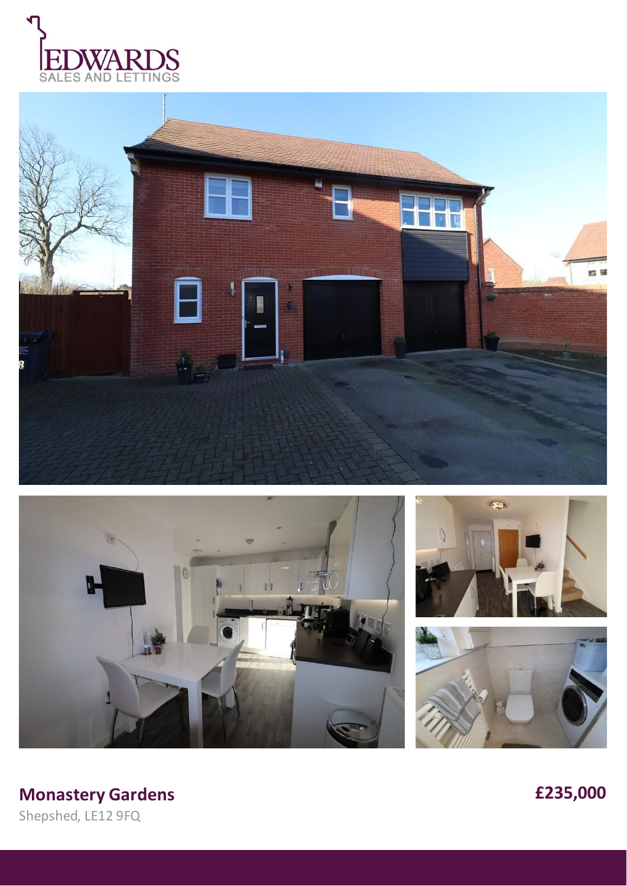EDWARDS
SALES AND LETTINGS

**Monastery Gardens**

Shepshed, LE12 9FQ

**£235,000**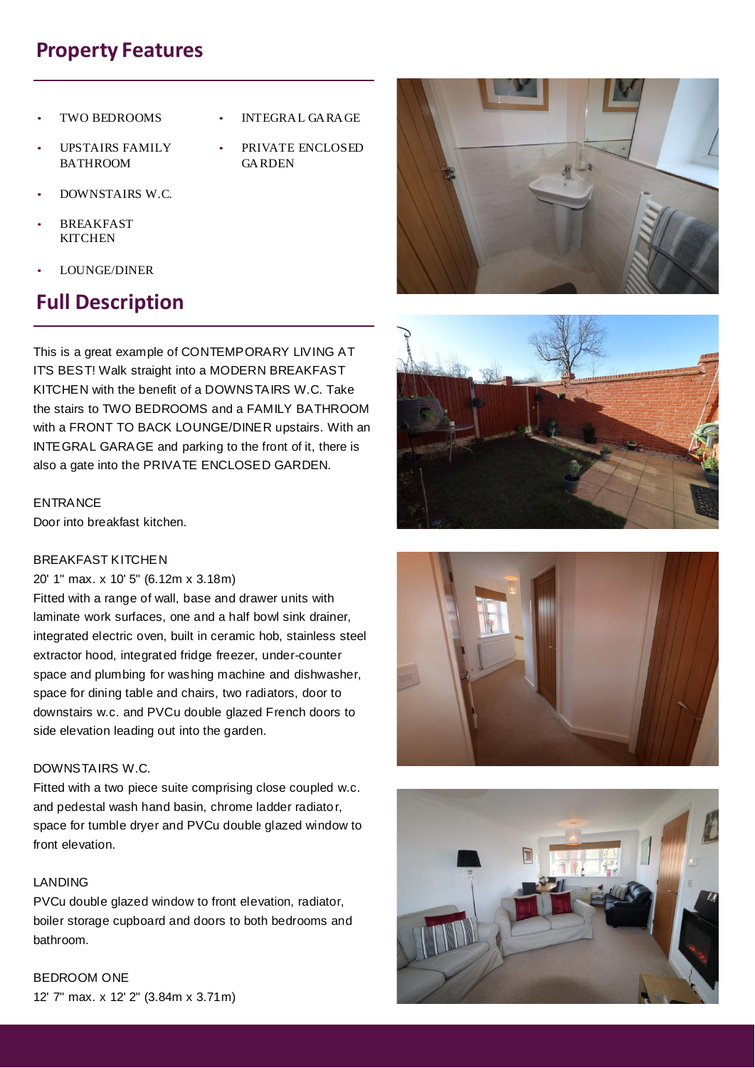## Property Features

- TWO BEDROOMS
- UPSTAIRS FAMILY BATHROOM
- DOWNSTAIRS W.C.
- BREAKFAST KITCHEN
- LOUNGE/DINER
- INTEGRAL GARAGE
- PRIVATE ENCLOSED GARDEN

## Full Description

This is a great example of CONTEMPORARY LIVING AT IT'S BEST! Walk straight into a MODERN BREAKFAST KITCHEN with the benefit of a DOWNSTAIRS W.C. Take the stairs to TWO BEDROOMS and a FAMILY BATHROOM with a FRONT TO BACK LOUNGE/DINER upstairs. With an INTEGRAL GARAGE and parking to the front of it, there is also a gate into the PRIVATE ENCLOSED GARDEN.

ENTRANCE
Door into breakfast kitchen.

BREAKFAST KITCHEN
20' 1" max. x 10' 5" (6.12m x 3.18m)
Fitted with a range of wall, base and drawer units with laminate work surfaces, one and a half bowl sink drainer, integrated electric oven, built in ceramic hob, stainless steel extractor hood, integrated fridge freezer, under-counter space and plumbing for washing machine and dishwasher, space for dining table and chairs, two radiators, door to downstairs w.c. and PVCu double glazed French doors to side elevation leading out into the garden.

DOWNSTAIRS W.C.
Fitted with a two piece suite comprising close coupled w.c. and pedestal wash hand basin, chrome ladder radiator, space for tumble dryer and PVCu double glazed window to front elevation.

LANDING
PVCu double glazed window to front elevation, radiator, boiler storage cupboard and doors to both bedrooms and bathroom.

BEDROOM ONE
12' 7" max. x 12' 2" (3.84m x 3.71m)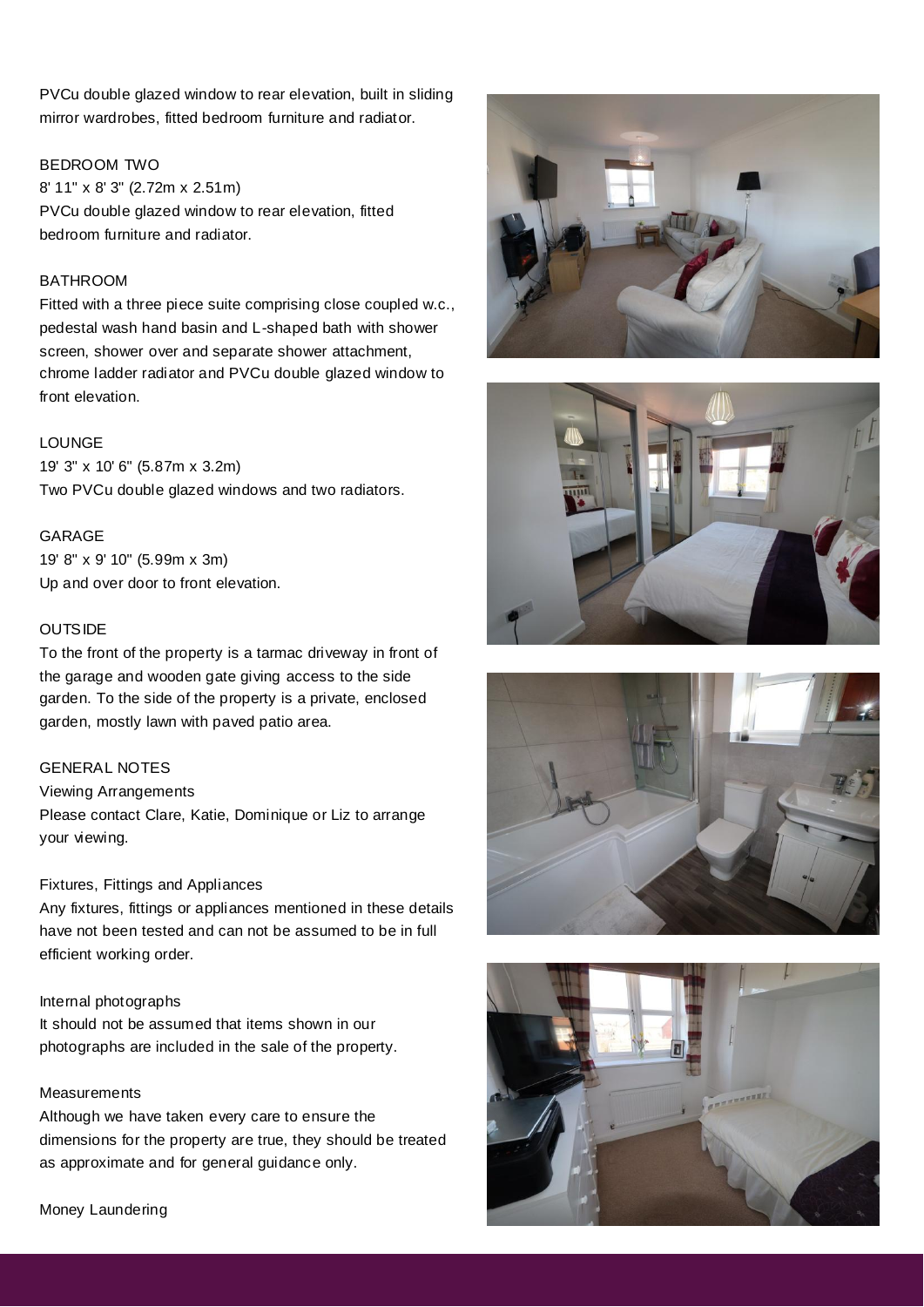PVCu double glazed window to rear elevation, built in sliding mirror wardrobes, fitted bedroom furniture and radiator.

BEDROOM TWO

8' 11" x 8' 3" (2.72m x 2.51m)

PVCu double glazed window to rear elevation, fitted bedroom furniture and radiator.

BATHROOM

Fitted with a three piece suite comprising close coupled w.c., pedestal wash hand basin and L-shaped bath with shower screen, shower over and separate shower attachment, chrome ladder radiator and PVCu double glazed window to front elevation.

LOUNGE

19' 3" x 10' 6" (5.87m x 3.2m)

Two PVCu double glazed windows and two radiators.

GARAGE

19' 8" x 9' 10" (5.99m x 3m)

Up and over door to front elevation.

OUTSIDE

To the front of the property is a tarmac driveway in front of the garage and wooden gate giving access to the side garden. To the side of the property is a private, enclosed garden, mostly lawn with paved patio area.

GENERAL NOTES

Viewing Arrangements

Please contact Clare, Katie, Dominique or Liz to arrange your viewing.

Fixtures, Fittings and Appliances

Any fixtures, fittings or appliances mentioned in these details have not been tested and can not be assumed to be in full efficient working order.

Internal photographs

It should not be assumed that items shown in our photographs are included in the sale of the property.

Measurements

Although we have taken every care to ensure the dimensions for the property are true, they should be treated as approximate and for general guidance only.

Money Laundering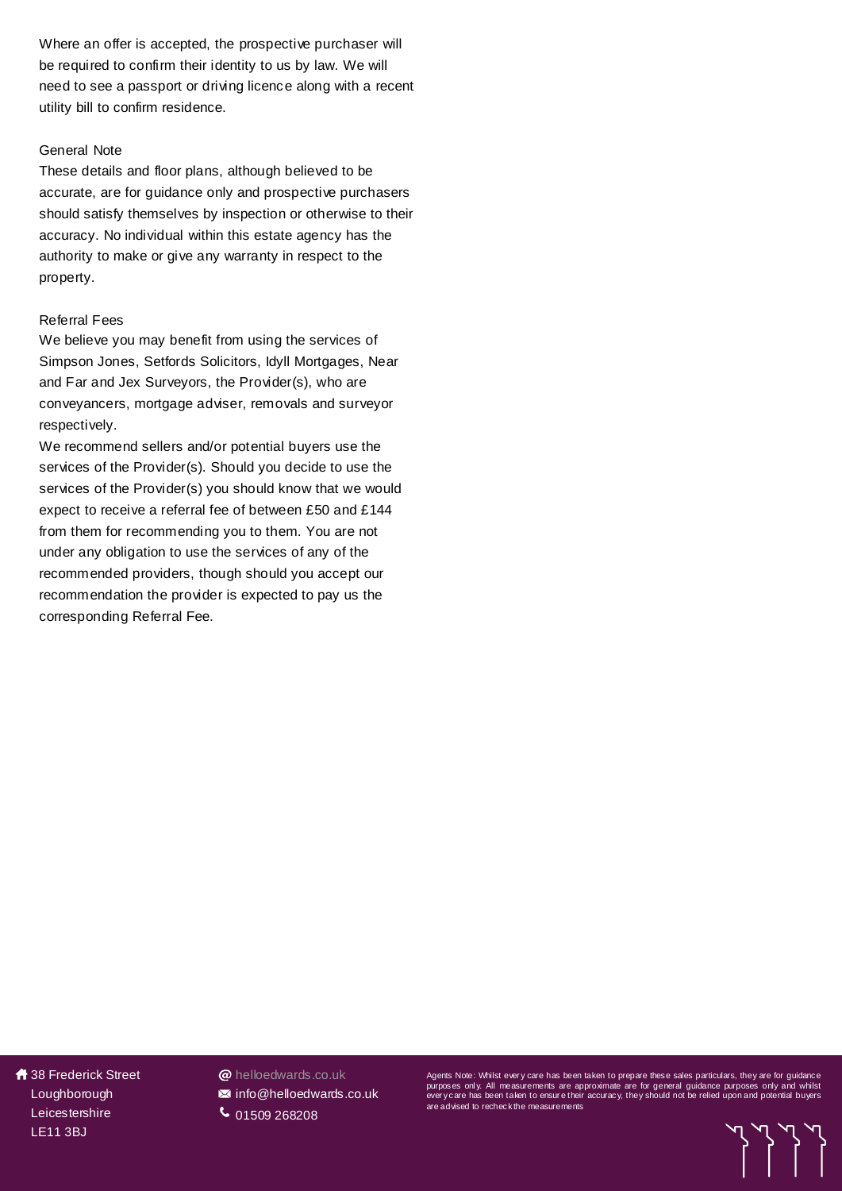Where an offer is accepted, the prospective purchaser will be required to confirm their identity to us by law. We will need to see a passport or driving licence along with a recent utility bill to confirm residence.

### General Note

These details and floor plans, although believed to be accurate, are for guidance only and prospective purchasers should satisfy themselves by inspection or otherwise to their accuracy. No individual within this estate agency has the authority to make or give any warranty in respect to the property.

### Referral Fees

We believe you may benefit from using the services of Simpson Jones, Setfords Solicitors, Idyll Mortgages, Near and Far and Jex Surveyors, the Provider(s), who are conveyancers, mortgage adviser, removals and surveyor respectively.

We recommend sellers and/or potential buyers use the services of the Provider(s). Should you decide to use the services of the Provider(s) you should know that we would expect to receive a referral fee of between £50 and £144 from them for recommending you to them. You are not under any obligation to use the services of any of the recommended providers, though should you accept our recommendation the provider is expected to pay us the corresponding Referral Fee.

38 Frederick Street
Loughborough
Leicestershire
LE11 3BJ

helloedwards.co.uk
info@helloedwards.co.uk
01509 268208

Agents Note: Whilst every care has been taken to prepare these sales particulars, they are for guidance purposes only. All measurements are approximate are for general guidance purposes only and whilst every care has been taken to ensure their accuracy, they should not be relied upon and potential buyers are advised to recheck the measurements